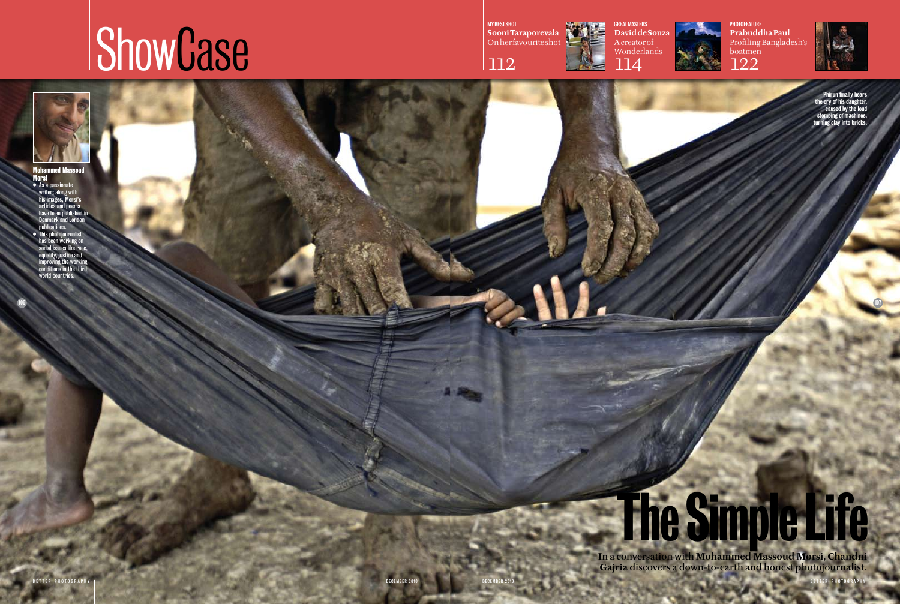# ShowCase

MY BEST SHOT
**Sooni Taraporevala**
On her favourite shot
112

GREAT MASTERS
**David de Souza**
A creator of Wonderlands
114

PHOTOFEATURE
**Prabuddha Paul**
Profiling Bangladesh's boatmen
122

**Mohammed Massoud Morsi**

- As a passionate writer; along with his images, Morsi's articles and poems have been published in Denmark and London publications.
- This photojournalist has been working on social issues like race, equality, justice and improving the working conditions in the third world countries.

Phirun finally hears the cry of his daughter, caused by the loud stomping of machines, turning clay into bricks.

# The Simple Life

In a conversation with **Mohammed Massoud Morsi**, **Chandni Gajria** discovers a down-to-earth and honest photojournalist.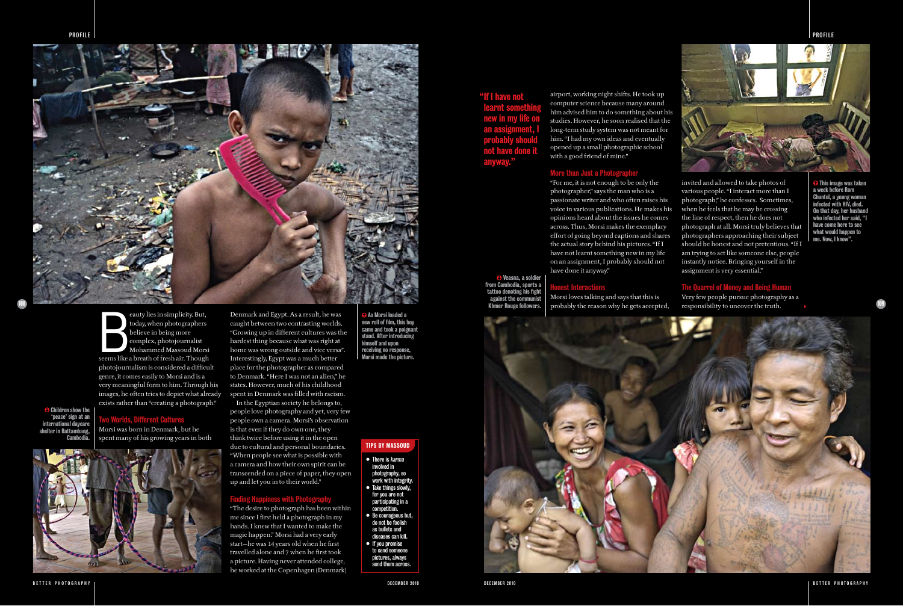Beauty lies in simplicity. But, today, when photographers believe in being more complex, photojournalist Mohammed Massoud Morsi seems like a breath of fresh air. Though photojournalism is considered a difficult genre, it comes easily to Morsi and is a very meaningful form to him. Through his images, he often tries to depict what already exists rather than "creating a photograph."

## Two Worlds, Different Cultures

Morsi was born in Denmark, but he spent many of his growing years in both Denmark and Egypt. As a result, he was caught between two contrasting worlds. "Growing up in different cultures was the hardest thing because what was right at home was wrong outside and vice versa". Interestingly, Egypt was a much better place for the photographer as compared to Denmark. "Here I was not an alien," he states. However, much of his childhood spent in Denmark was filled with racism.

In the Egyptian society he belongs to, people love photography and yet, very few people own a camera. Morsi's observation is that even if they do own one, they think twice before using it in the open due to cultural and personal boundaries. "When people see what is possible with a camera and how their own spirit can be transcended on a piece of paper, they open up and let you in to their world."

## Finding Happiness with Photography

"The desire to photograph has been within me since I first held a photograph in my hands. I knew that I wanted to make the magic happen." Morsi had a very early start—he was 14 years old when he first travelled alone and 7 when he first took a picture. Having never attended college, he worked at the Copenhagen (Denmark) airport, working night shifts. He took up computer science because many around him advised him to do something about his studies. However, he soon realised that the long-term study system was not meant for him. "I had my own ideas and eventually opened up a small photographic school with a good friend of mine."

## More than Just a Photographer

"For me, it is not enough to be only the photographer," says the man who is a passionate writer and who often raises his voice in various publications. He makes his opinions heard about the issues he comes across. Thus, Morsi makes the exemplary effort of going beyond captions and shares the actual story behind his pictures. "If I have not learnt something new in my life on an assignment, I probably should not have done it anyway."

## Honest Interactions

Morsi loves talking and says that this is probably the reason why he gets accepted, invited and allowed to take photos of various people. "I interact more than I photograph," he confesses. Sometimes, when he feels that he may be crossing the line of respect, then he does not photograph at all. Morsi truly believes that photographers approaching their subject should be honest and not pretentious. "If I am trying to act like someone else, people instantly notice. Bringing yourself in the assignment is very essential."

## The Quarrel of Money and Being Human

Very few people pursue photography as a responsibility to uncover the truth.

**"If I have not learnt something new in my life on an assignment, I probably should not have done it anyway."**

Children show the 'peace' sign at an international daycare shelter in Battambang, Cambodia.

As Morsi loaded a new roll of film, this boy came and took a poignant stand. After introducing himself and upon receiving no response, Morsi made the picture.

Veasna, a soldier from Cambodia, sports a tattoo denoting his fight against the communist Khmer Rouge followers.

This image was taken a week before Rom Chantol, a young woman infected with HIV, died. On that day, her husband who infected her said, "I have come here to see what would happen to me. Now, I know".

### TIPS BY MASSOUD

- There is *karma* involved in photography, so work with integrity.
- Take things slowly, for you are not participating in a competition.
- Be courageous but, do not be foolish as bullets and diseases can kill.
- If you promise to send someone pictures, always send them across.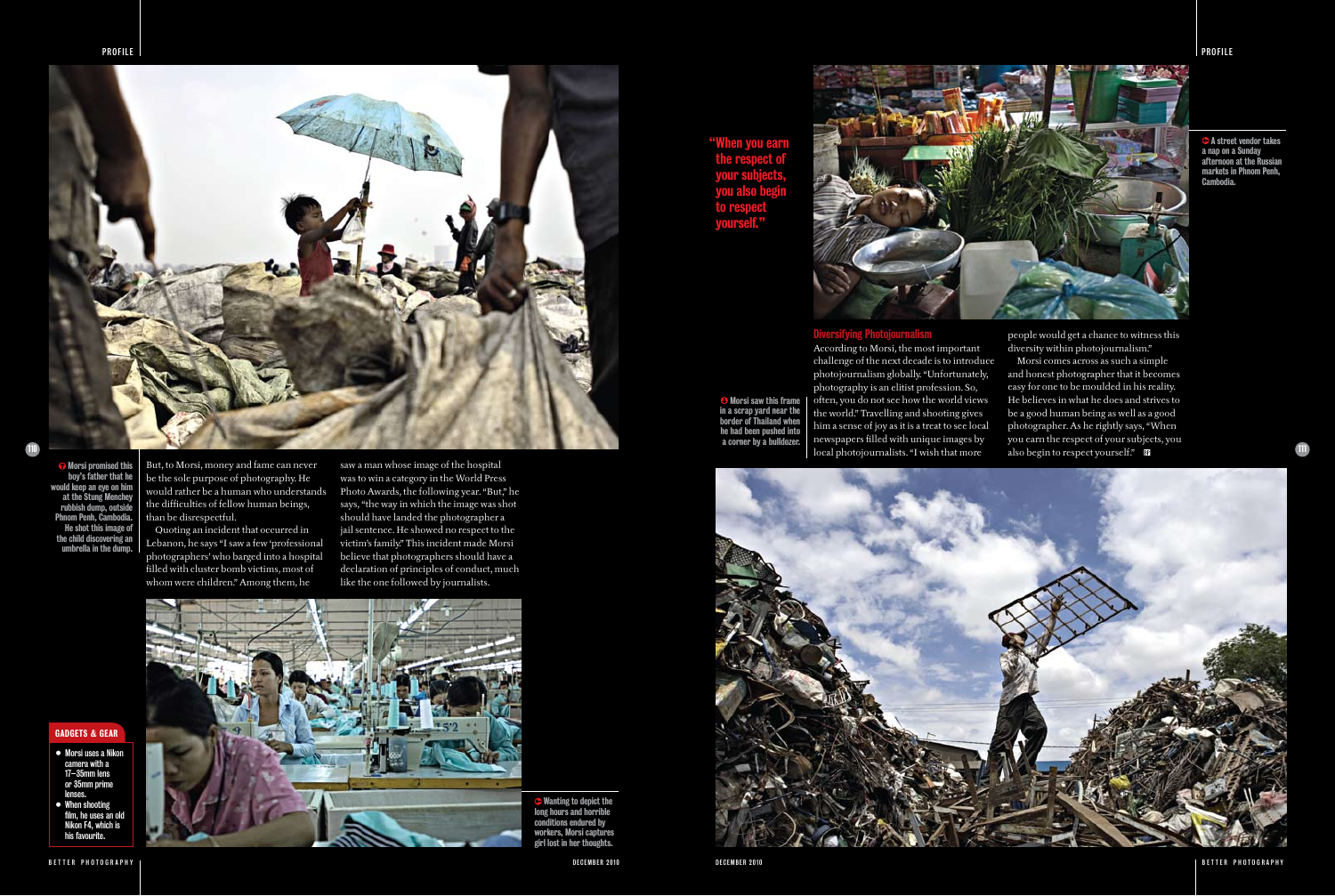But, to Morsi, money and fame can never be the sole purpose of photography. He would rather be a human who understands the difficulties of fellow human beings, than be disrespectful.

Quoting an incident that occurred in Lebanon, he says "I saw a few 'professional photographers' who barged into a hospital filled with cluster bomb victims, most of whom were children." Among them, he saw a man whose image of the hospital was to win a category in the World Press Photo Awards, the following year. "But," he says, "the way in which the image was shot should have landed the photographer a jail sentence. He showed no respect to the victim's family." This incident made Morsi believe that photographers should have a declaration of principles of conduct, much like the one followed by journalists.

Morsi promised this boy's father that he would keep an eye on him at the Stung Meanchey rubbish dump, outside Phnom Penh, Cambodia. He shot this image of the child discovering an umbrella in the dump.

Wanting to depict the long hours and horrible conditions endured by workers, Morsi captures girl lost in her thoughts.

**GADGETS & GEAR**

- Morsi uses a Nikon camera with a 17–35mm lens or 35mm prime lenses.
- When shooting film, he uses an old Nikon F4, which is his favourite.

> **"When you earn the respect of your subjects, you also begin to respect yourself."**

A street vendor takes a nap on a Sunday afternoon at the Russian markets in Phnom Penh, Cambodia.

### Diversifying Photojournalism

According to Morsi, the most important challenge of the next decade is to introduce photojournalism globally. "Unfortunately, photography is an elitist profession. So, often, you do not see how the world views the world." Travelling and shooting gives him a sense of joy as it is a treat to see local newspapers filled with unique images by local photojournalists. "I wish that more people would get a chance to witness this diversity within photojournalism."

Morsi comes across as such a simple and honest photographer that it becomes easy for one to be moulded in his reality. He believes in what he does and strives to be a good human being as well as a good photographer. As he rightly says, "When you earn the respect of your subjects, you also begin to respect yourself."

Morsi saw this frame in a scrap yard near the border of Thailand when he had been pushed into a corner by a bulldozer.